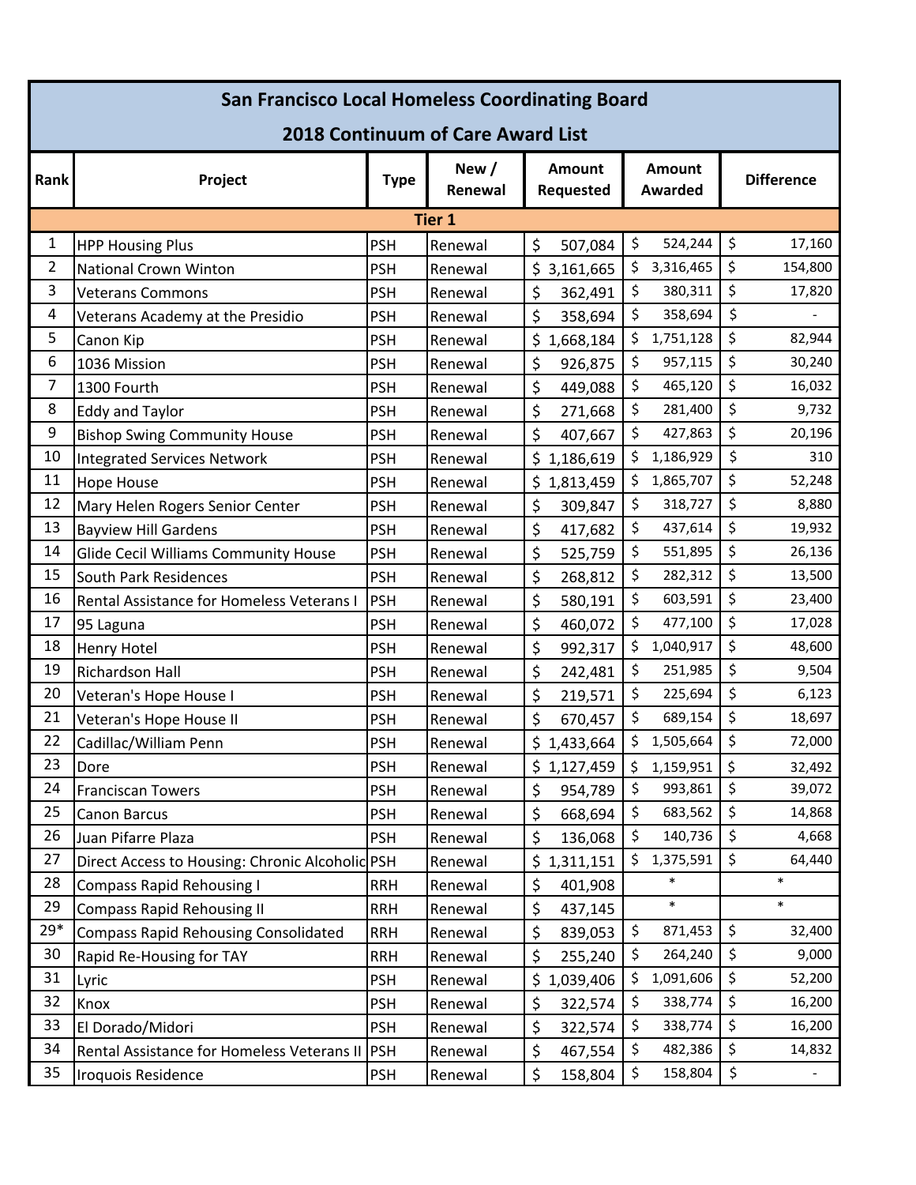# San Francisco Local Homeless Coordinating Board

## 2018 Continuum of Care Award List

| Rank | Project | Type | New / Renewal | Amount Requested | Amount Awarded | Difference |
|---|---|---|---|---|---|---|
| **Tier 1** | | | | | | |
| 1 | HPP Housing Plus | PSH | Renewal | $ 507,084 | $ 524,244 | $ 17,160 |
| 2 | National Crown Winton | PSH | Renewal | $ 3,161,665 | $ 3,316,465 | $ 154,800 |
| 3 | Veterans Commons | PSH | Renewal | $ 362,491 | $ 380,311 | $ 17,820 |
| 4 | Veterans Academy at the Presidio | PSH | Renewal | $ 358,694 | $ 358,694 | $ - |
| 5 | Canon Kip | PSH | Renewal | $ 1,668,184 | $ 1,751,128 | $ 82,944 |
| 6 | 1036 Mission | PSH | Renewal | $ 926,875 | $ 957,115 | $ 30,240 |
| 7 | 1300 Fourth | PSH | Renewal | $ 449,088 | $ 465,120 | $ 16,032 |
| 8 | Eddy and Taylor | PSH | Renewal | $ 271,668 | $ 281,400 | $ 9,732 |
| 9 | Bishop Swing Community House | PSH | Renewal | $ 407,667 | $ 427,863 | $ 20,196 |
| 10 | Integrated Services Network | PSH | Renewal | $ 1,186,619 | $ 1,186,929 | $ 310 |
| 11 | Hope House | PSH | Renewal | $ 1,813,459 | $ 1,865,707 | $ 52,248 |
| 12 | Mary Helen Rogers Senior Center | PSH | Renewal | $ 309,847 | $ 318,727 | $ 8,880 |
| 13 | Bayview Hill Gardens | PSH | Renewal | $ 417,682 | $ 437,614 | $ 19,932 |
| 14 | Glide Cecil Williams Community House | PSH | Renewal | $ 525,759 | $ 551,895 | $ 26,136 |
| 15 | South Park Residences | PSH | Renewal | $ 268,812 | $ 282,312 | $ 13,500 |
| 16 | Rental Assistance for Homeless Veterans I | PSH | Renewal | $ 580,191 | $ 603,591 | $ 23,400 |
| 17 | 95 Laguna | PSH | Renewal | $ 460,072 | $ 477,100 | $ 17,028 |
| 18 | Henry Hotel | PSH | Renewal | $ 992,317 | $ 1,040,917 | $ 48,600 |
| 19 | Richardson Hall | PSH | Renewal | $ 242,481 | $ 251,985 | $ 9,504 |
| 20 | Veteran's Hope House I | PSH | Renewal | $ 219,571 | $ 225,694 | $ 6,123 |
| 21 | Veteran's Hope House II | PSH | Renewal | $ 670,457 | $ 689,154 | $ 18,697 |
| 22 | Cadillac/William Penn | PSH | Renewal | $ 1,433,664 | $ 1,505,664 | $ 72,000 |
| 23 | Dore | PSH | Renewal | $ 1,127,459 | $ 1,159,951 | $ 32,492 |
| 24 | Franciscan Towers | PSH | Renewal | $ 954,789 | $ 993,861 | $ 39,072 |
| 25 | Canon Barcus | PSH | Renewal | $ 668,694 | $ 683,562 | $ 14,868 |
| 26 | Juan Pifarre Plaza | PSH | Renewal | $ 136,068 | $ 140,736 | $ 4,668 |
| 27 | Direct Access to Housing: Chronic Alcoholic | PSH | Renewal | $ 1,311,151 | $ 1,375,591 | $ 64,440 |
| 28 | Compass Rapid Rehousing I | RRH | Renewal | $ 401,908 | * | * |
| 29 | Compass Rapid Rehousing II | RRH | Renewal | $ 437,145 | * | * |
| 29* | Compass Rapid Rehousing Consolidated | RRH | Renewal | $ 839,053 | $ 871,453 | $ 32,400 |
| 30 | Rapid Re-Housing for TAY | RRH | Renewal | $ 255,240 | $ 264,240 | $ 9,000 |
| 31 | Lyric | PSH | Renewal | $ 1,039,406 | $ 1,091,606 | $ 52,200 |
| 32 | Knox | PSH | Renewal | $ 322,574 | $ 338,774 | $ 16,200 |
| 33 | El Dorado/Midori | PSH | Renewal | $ 322,574 | $ 338,774 | $ 16,200 |
| 34 | Rental Assistance for Homeless Veterans II | PSH | Renewal | $ 467,554 | $ 482,386 | $ 14,832 |
| 35 | Iroquois Residence | PSH | Renewal | $ 158,804 | $ 158,804 | $ - |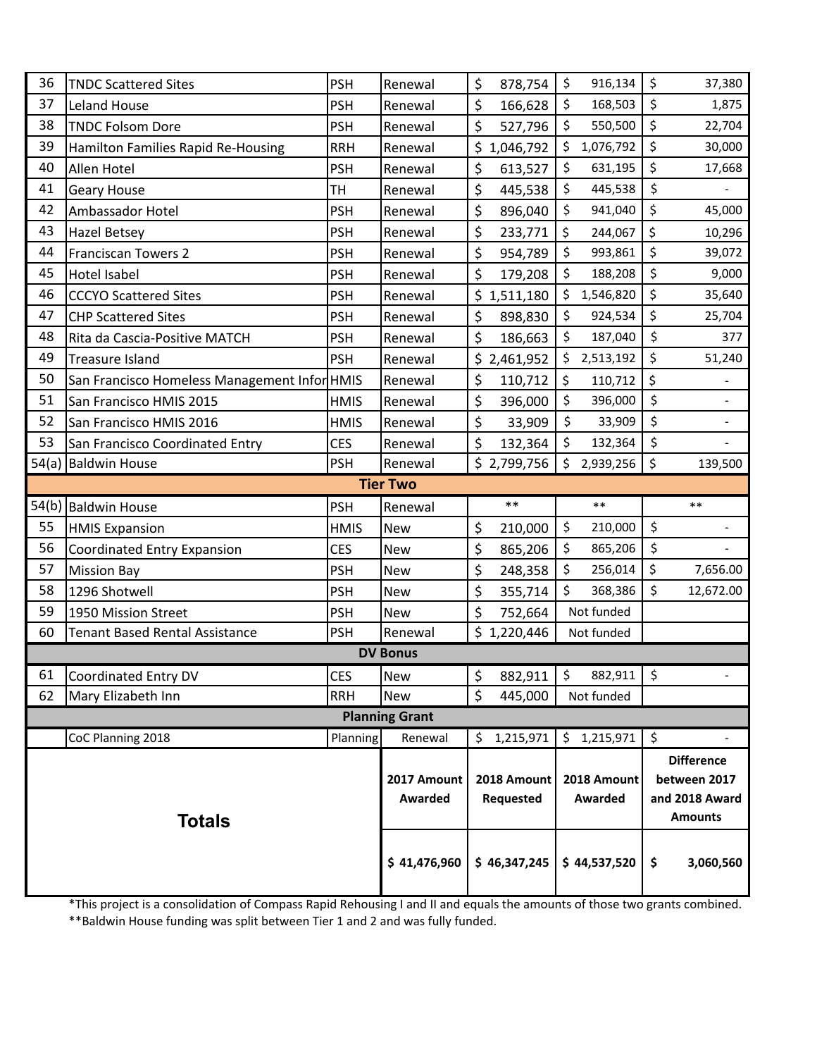| | | | | | | |
|---|---|---|---|---|---|---|
| 36 | TNDC Scattered Sites | PSH | Renewal | $ 878,754 | $ 916,134 | $ 37,380 |
| 37 | Leland House | PSH | Renewal | $ 166,628 | $ 168,503 | $ 1,875 |
| 38 | TNDC Folsom Dore | PSH | Renewal | $ 527,796 | $ 550,500 | $ 22,704 |
| 39 | Hamilton Families Rapid Re-Housing | RRH | Renewal | $ 1,046,792 | $ 1,076,792 | $ 30,000 |
| 40 | Allen Hotel | PSH | Renewal | $ 613,527 | $ 631,195 | $ 17,668 |
| 41 | Geary House | TH | Renewal | $ 445,538 | $ 445,538 | $ - |
| 42 | Ambassador Hotel | PSH | Renewal | $ 896,040 | $ 941,040 | $ 45,000 |
| 43 | Hazel Betsey | PSH | Renewal | $ 233,771 | $ 244,067 | $ 10,296 |
| 44 | Franciscan Towers 2 | PSH | Renewal | $ 954,789 | $ 993,861 | $ 39,072 |
| 45 | Hotel Isabel | PSH | Renewal | $ 179,208 | $ 188,208 | $ 9,000 |
| 46 | CCCYO Scattered Sites | PSH | Renewal | $ 1,511,180 | $ 1,546,820 | $ 35,640 |
| 47 | CHP Scattered Sites | PSH | Renewal | $ 898,830 | $ 924,534 | $ 25,704 |
| 48 | Rita da Cascia-Positive MATCH | PSH | Renewal | $ 186,663 | $ 187,040 | $ 377 |
| 49 | Treasure Island | PSH | Renewal | $ 2,461,952 | $ 2,513,192 | $ 51,240 |
| 50 | San Francisco Homeless Management Infor | HMIS | Renewal | $ 110,712 | $ 110,712 | $ - |
| 51 | San Francisco HMIS 2015 | HMIS | Renewal | $ 396,000 | $ 396,000 | $ - |
| 52 | San Francisco HMIS 2016 | HMIS | Renewal | $ 33,909 | $ 33,909 | $ - |
| 53 | San Francisco Coordinated Entry | CES | Renewal | $ 132,364 | $ 132,364 | $ - |
| 54(a) | Baldwin House | PSH | Renewal | $ 2,799,756 | $ 2,939,256 | $ 139,500 |
| | | | **Tier Two** | | | |
| 54(b) | Baldwin House | PSH | Renewal | ** | ** | ** |
| 55 | HMIS Expansion | HMIS | New | $ 210,000 | $ 210,000 | $ - |
| 56 | Coordinated Entry Expansion | CES | New | $ 865,206 | $ 865,206 | $ - |
| 57 | Mission Bay | PSH | New | $ 248,358 | $ 256,014 | $ 7,656.00 |
| 58 | 1296 Shotwell | PSH | New | $ 355,714 | $ 368,386 | $ 12,672.00 |
| 59 | 1950 Mission Street | PSH | New | $ 752,664 | Not funded | |
| 60 | Tenant Based Rental Assistance | PSH | Renewal | $ 1,220,446 | Not funded | |
| | | | **DV Bonus** | | | |
| 61 | Coordinated Entry DV | CES | New | $ 882,911 | $ 882,911 | $ - |
| 62 | Mary Elizabeth Inn | RRH | New | $ 445,000 | Not funded | |
| | | | **Planning Grant** | | | |
| | CoC Planning 2018 | Planning | Renewal | $ 1,215,971 | $ 1,215,971 | $ - |
| | **Totals** | | **2017 Amount Awarded** | **2018 Amount Requested** | **2018 Amount Awarded** | **Difference between 2017 and 2018 Award Amounts** |
| | | | **$ 41,476,960** | **$ 46,347,245** | **$ 44,537,520** | **$ 3,060,560** |

*This project is a consolidation of Compass Rapid Rehousing I and II and equals the amounts of those two grants combined.

**Baldwin House funding was split between Tier 1 and 2 and was fully funded.